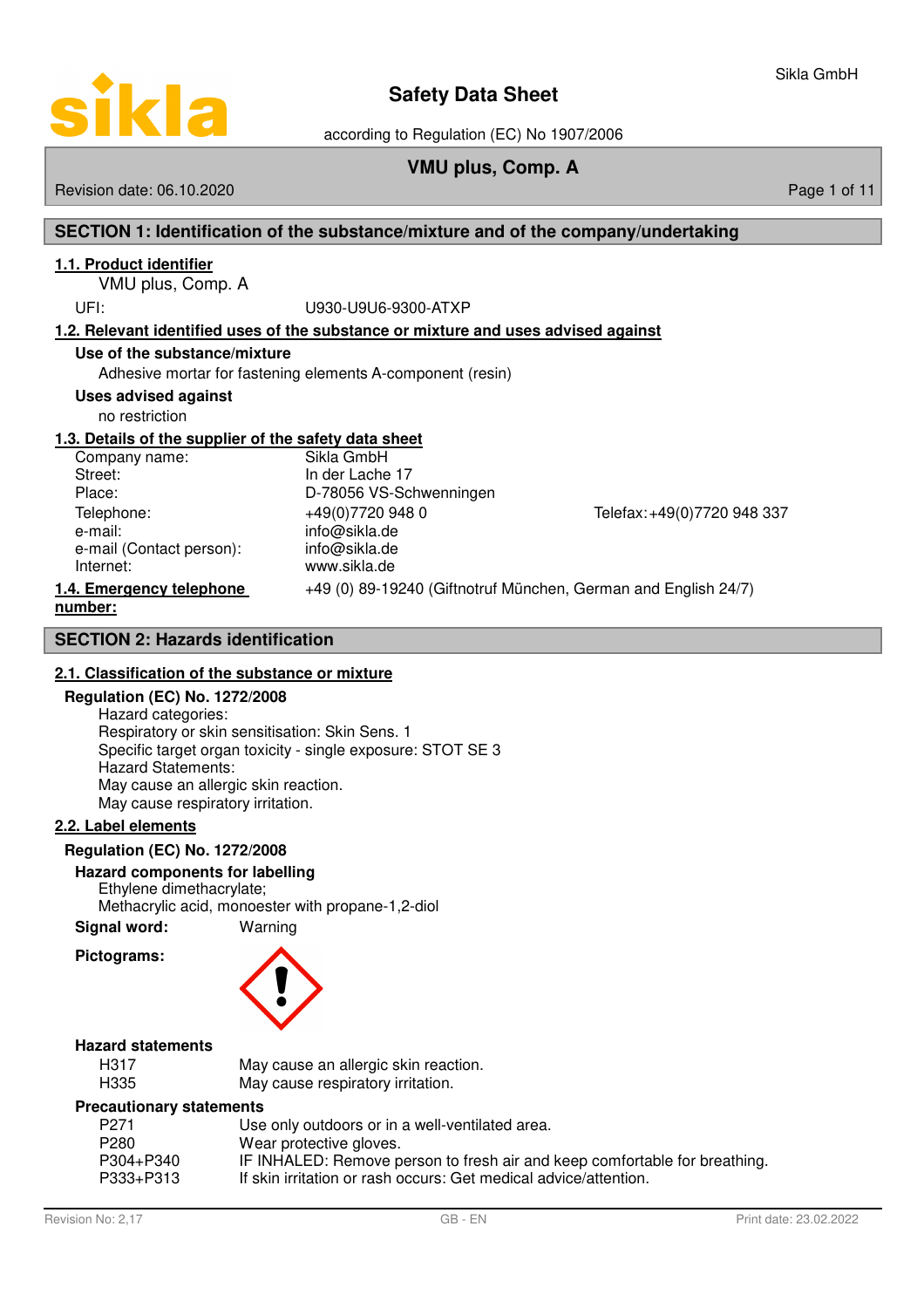# Safety Data Sheet

according to Regulation (EC) No 1907/2006

**VMU plus, Comp. A**

Revision date: 06.10.2020

## SECTION 1: Identification of the substance/mixture and of the company/undertaking

### 1.1. Product identifier

VMU plus, Comp. A

UFI: U930-U9U6-9300-ATXP

### 1.2. Relevant identified uses of the substance or mixture and uses advised against

**Use of the substance/mixture**

Adhesive mortar for fastening elements A-component (resin)

**Uses advised against**

no restriction

### 1.3. Details of the supplier of the safety data sheet

| | | |
|---|---|---|
| Company name: | Sikla GmbH | |
| Street: | In der Lache 17 | |
| Place: | D-78056 VS-Schwenningen | |
| Telephone: | +49(0)7720 948 0 | Telefax: +49(0)7720 948 337 |
| e-mail: | info@sikla.de | |
| e-mail (Contact person): | info@sikla.de | |
| Internet: | www.sikla.de | |

### 1.4. Emergency telephone number:

+49 (0) 89-19240 (Giftnotruf München, German and English 24/7)

## SECTION 2: Hazards identification

### 2.1. Classification of the substance or mixture

**Regulation (EC) No. 1272/2008**

Hazard categories:
Respiratory or skin sensitisation: Skin Sens. 1
Specific target organ toxicity - single exposure: STOT SE 3
Hazard Statements:
May cause an allergic skin reaction.
May cause respiratory irritation.

### 2.2. Label elements

**Regulation (EC) No. 1272/2008**

**Hazard components for labelling**

Ethylene dimethacrylate;
Methacrylic acid, monoester with propane-1,2-diol

**Signal word:** Warning

**Pictograms:**

**Hazard statements**

| | |
|---|---|
| H317 | May cause an allergic skin reaction. |
| H335 | May cause respiratory irritation. |

**Precautionary statements**

| | |
|---|---|
| P271 | Use only outdoors or in a well-ventilated area. |
| P280 | Wear protective gloves. |
| P304+P340 | IF INHALED: Remove person to fresh air and keep comfortable for breathing. |
| P333+P313 | If skin irritation or rash occurs: Get medical advice/attention. |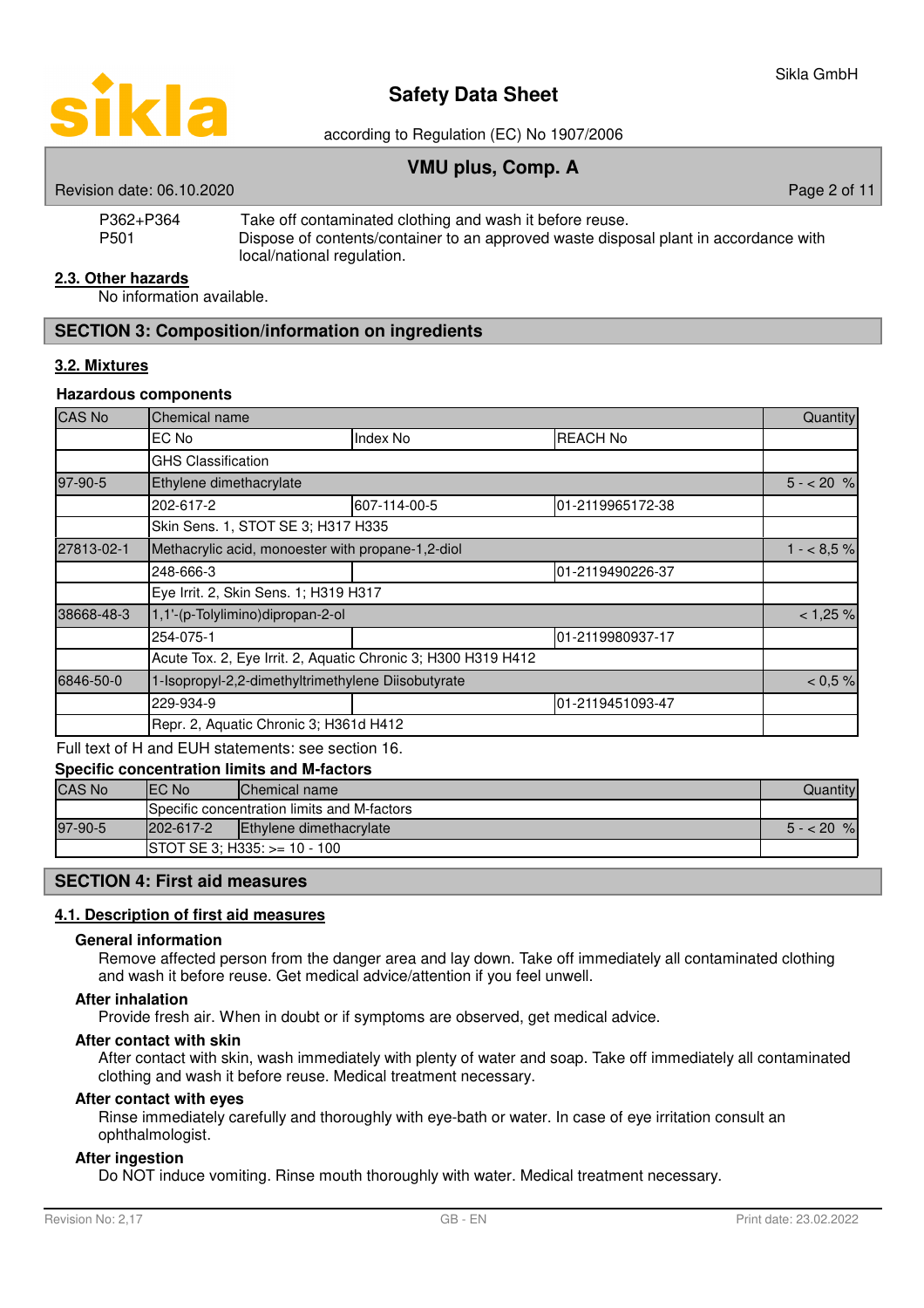| | |
|---|---|
| P362+P364 | Take off contaminated clothing and wash it before reuse. |
| P501 | Dispose of contents/container to an approved waste disposal plant in accordance with local/national regulation. |

**2.3. Other hazards**

No information available.

## SECTION 3: Composition/information on ingredients

**3.2. Mixtures**

### Hazardous components

| CAS No | Chemical name | | | Quantity |
|---|---|---|---|---|
| | EC No | Index No | REACH No | |
| | GHS Classification | | | |
| 97-90-5 | Ethylene dimethacrylate | | | 5 - < 20 % |
| | 202-617-2 | 607-114-00-5 | 01-2119965172-38 | |
| | Skin Sens. 1, STOT SE 3; H317 H335 | | | |
| 27813-02-1 | Methacrylic acid, monoester with propane-1,2-diol | | | 1 - < 8,5 % |
| | 248-666-3 | | 01-2119490226-37 | |
| | Eye Irrit. 2, Skin Sens. 1; H319 H317 | | | |
| 38668-48-3 | 1,1'-(p-Tolylimino)dipropan-2-ol | | | < 1,25 % |
| | 254-075-1 | | 01-2119980937-17 | |
| | Acute Tox. 2, Eye Irrit. 2, Aquatic Chronic 3; H300 H319 H412 | | | |
| 6846-50-0 | 1-Isopropyl-2,2-dimethyltrimethylene Diisobutyrate | | | < 0,5 % |
| | 229-934-9 | | 01-2119451093-47 | |
| | Repr. 2, Aquatic Chronic 3; H361d H412 | | | |

Full text of H and EUH statements: see section 16.

### Specific concentration limits and M-factors

| CAS No | EC No | Chemical name | Quantity |
|---|---|---|---|
| | Specific concentration limits and M-factors | | |
| 97-90-5 | 202-617-2 | Ethylene dimethacrylate | 5 - < 20 % |
| | STOT SE 3; H335: >= 10 - 100 | | |

## SECTION 4: First aid measures

**4.1. Description of first aid measures**

### General information

Remove affected person from the danger area and lay down. Take off immediately all contaminated clothing and wash it before reuse. Get medical advice/attention if you feel unwell.

### After inhalation

Provide fresh air. When in doubt or if symptoms are observed, get medical advice.

### After contact with skin

After contact with skin, wash immediately with plenty of water and soap. Take off immediately all contaminated clothing and wash it before reuse. Medical treatment necessary.

### After contact with eyes

Rinse immediately carefully and thoroughly with eye-bath or water. In case of eye irritation consult an ophthalmologist.

### After ingestion

Do NOT induce vomiting. Rinse mouth thoroughly with water. Medical treatment necessary.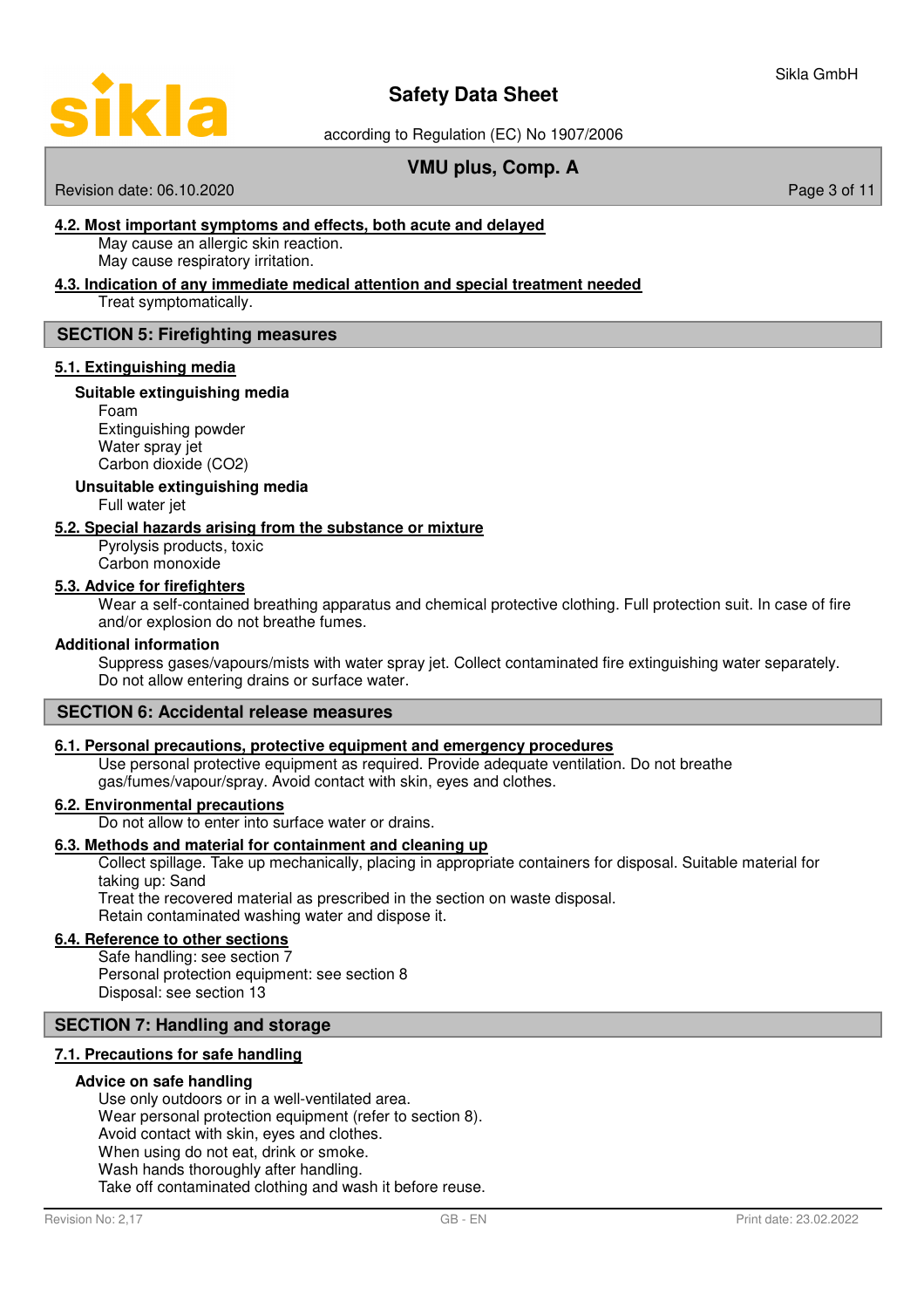#### 4.2. Most important symptoms and effects, both acute and delayed

May cause an allergic skin reaction.
May cause respiratory irritation.

#### 4.3. Indication of any immediate medical attention and special treatment needed

Treat symptomatically.

## SECTION 5: Firefighting measures

#### 5.1. Extinguishing media

**Suitable extinguishing media**

Foam
Extinguishing powder
Water spray jet
Carbon dioxide ($CO_2$)

**Unsuitable extinguishing media**

Full water jet

#### 5.2. Special hazards arising from the substance or mixture

Pyrolysis products, toxic
Carbon monoxide

#### 5.3. Advice for firefighters

Wear a self-contained breathing apparatus and chemical protective clothing. Full protection suit. In case of fire and/or explosion do not breathe fumes.

**Additional information**

Suppress gases/vapours/mists with water spray jet. Collect contaminated fire extinguishing water separately. Do not allow entering drains or surface water.

## SECTION 6: Accidental release measures

#### 6.1. Personal precautions, protective equipment and emergency procedures

Use personal protective equipment as required. Provide adequate ventilation. Do not breathe gas/fumes/vapour/spray. Avoid contact with skin, eyes and clothes.

#### 6.2. Environmental precautions

Do not allow to enter into surface water or drains.

#### 6.3. Methods and material for containment and cleaning up

Collect spillage. Take up mechanically, placing in appropriate containers for disposal. Suitable material for taking up: Sand
Treat the recovered material as prescribed in the section on waste disposal.
Retain contaminated washing water and dispose it.

#### 6.4. Reference to other sections

Safe handling: see section 7
Personal protection equipment: see section 8
Disposal: see section 13

## SECTION 7: Handling and storage

#### 7.1. Precautions for safe handling

**Advice on safe handling**

Use only outdoors or in a well-ventilated area.
Wear personal protection equipment (refer to section 8).
Avoid contact with skin, eyes and clothes.
When using do not eat, drink or smoke.
Wash hands thoroughly after handling.
Take off contaminated clothing and wash it before reuse.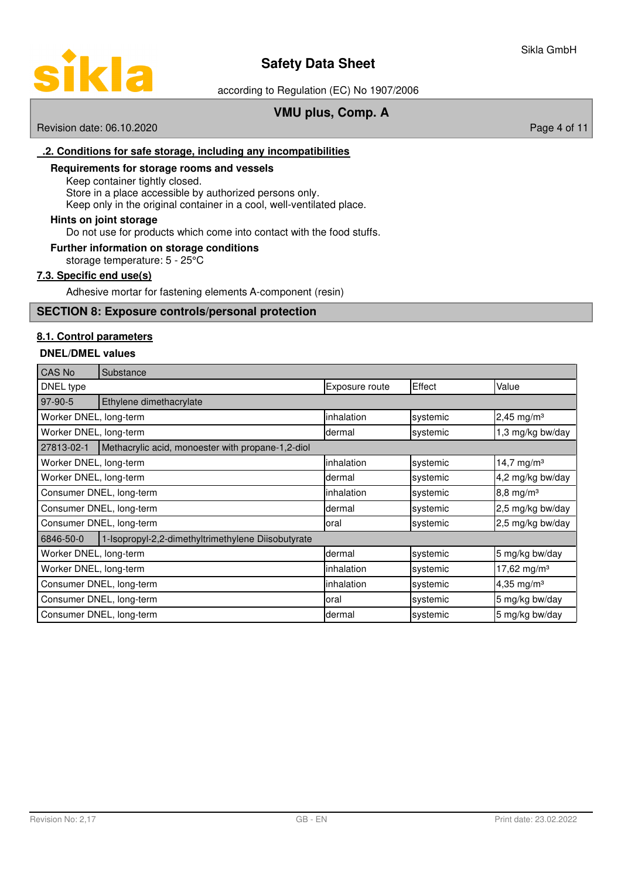## .2. Conditions for safe storage, including any incompatibilities

**Requirements for storage rooms and vessels**

Keep container tightly closed.
Store in a place accessible by authorized persons only.
Keep only in the original container in a cool, well-ventilated place.

**Hints on joint storage**

Do not use for products which come into contact with the food stuffs.

**Further information on storage conditions**

storage temperature: 5 - 25°C

## 7.3. Specific end use(s)

Adhesive mortar for fastening elements A-component (resin)

# SECTION 8: Exposure controls/personal protection

## 8.1. Control parameters

**DNEL/DMEL values**

| CAS No | Substance | | | |
|---|---|---|---|---|
| DNEL type | | Exposure route | Effect | Value |
| 97-90-5 | Ethylene dimethacrylate | | | |
| Worker DNEL, long-term | | inhalation | systemic | 2,45 mg/m³ |
| Worker DNEL, long-term | | dermal | systemic | 1,3 mg/kg bw/day |
| 27813-02-1 | Methacrylic acid, monoester with propane-1,2-diol | | | |
| Worker DNEL, long-term | | inhalation | systemic | 14,7 mg/m³ |
| Worker DNEL, long-term | | dermal | systemic | 4,2 mg/kg bw/day |
| Consumer DNEL, long-term | | inhalation | systemic | 8,8 mg/m³ |
| Consumer DNEL, long-term | | dermal | systemic | 2,5 mg/kg bw/day |
| Consumer DNEL, long-term | | oral | systemic | 2,5 mg/kg bw/day |
| 6846-50-0 | 1-Isopropyl-2,2-dimethyltrimethylene Diisobutyrate | | | |
| Worker DNEL, long-term | | dermal | systemic | 5 mg/kg bw/day |
| Worker DNEL, long-term | | inhalation | systemic | 17,62 mg/m³ |
| Consumer DNEL, long-term | | inhalation | systemic | 4,35 mg/m³ |
| Consumer DNEL, long-term | | oral | systemic | 5 mg/kg bw/day |
| Consumer DNEL, long-term | | dermal | systemic | 5 mg/kg bw/day |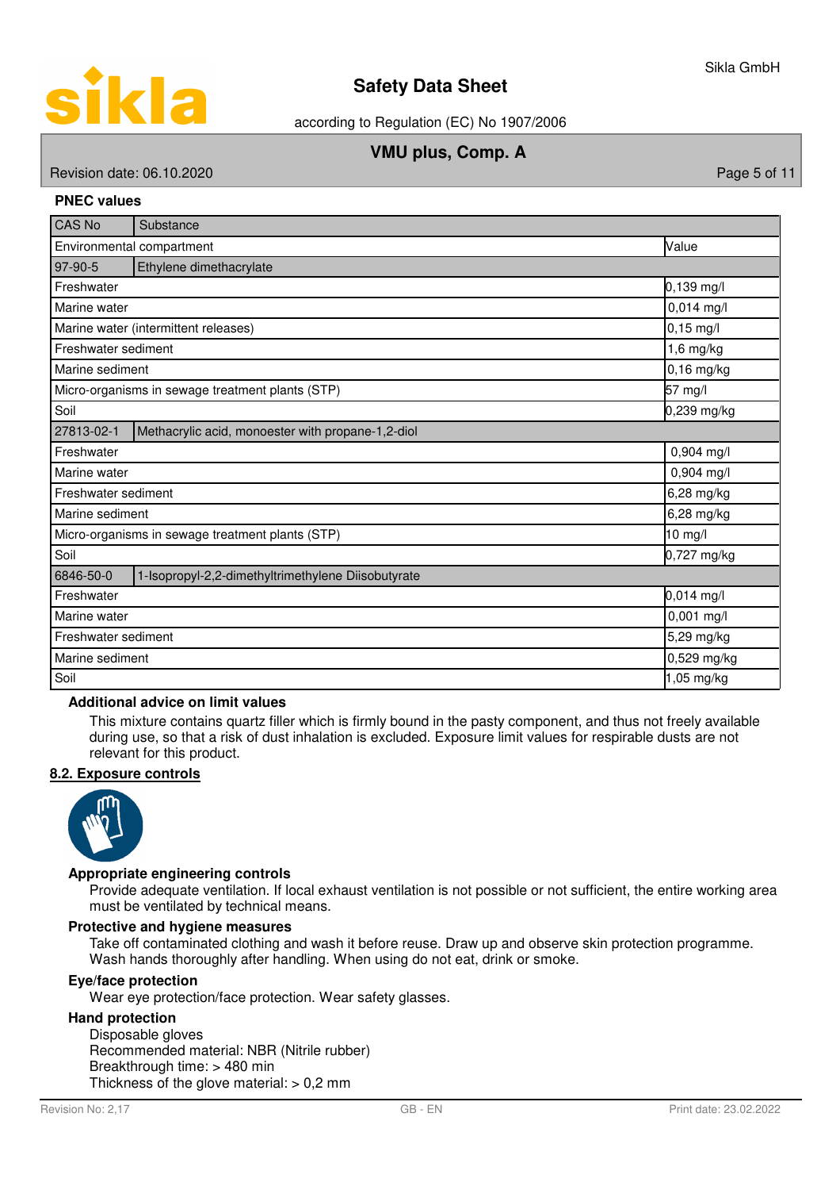**PNEC values**

| CAS No | Substance | |
|---|---|---|
| Environmental compartment | | Value |
| 97-90-5 | Ethylene dimethacrylate | |
| Freshwater | | 0,139 mg/l |
| Marine water | | 0,014 mg/l |
| Marine water (intermittent releases) | | 0,15 mg/l |
| Freshwater sediment | | 1,6 mg/kg |
| Marine sediment | | 0,16 mg/kg |
| Micro-organisms in sewage treatment plants (STP) | | 57 mg/l |
| Soil | | 0,239 mg/kg |
| 27813-02-1 | Methacrylic acid, monoester with propane-1,2-diol | |
| Freshwater | | 0,904 mg/l |
| Marine water | | 0,904 mg/l |
| Freshwater sediment | | 6,28 mg/kg |
| Marine sediment | | 6,28 mg/kg |
| Micro-organisms in sewage treatment plants (STP) | | 10 mg/l |
| Soil | | 0,727 mg/kg |
| 6846-50-0 | 1-Isopropyl-2,2-dimethyltrimethylene Diisobutyrate | |
| Freshwater | | 0,014 mg/l |
| Marine water | | 0,001 mg/l |
| Freshwater sediment | | 5,29 mg/kg |
| Marine sediment | | 0,529 mg/kg |
| Soil | | 1,05 mg/kg |

**Additional advice on limit values**

This mixture contains quartz filler which is firmly bound in the pasty component, and thus not freely available during use, so that a risk of dust inhalation is excluded. Exposure limit values for respirable dusts are not relevant for this product.

## 8.2. Exposure controls

**Appropriate engineering controls**

Provide adequate ventilation. If local exhaust ventilation is not possible or not sufficient, the entire working area must be ventilated by technical means.

**Protective and hygiene measures**

Take off contaminated clothing and wash it before reuse. Draw up and observe skin protection programme. Wash hands thoroughly after handling. When using do not eat, drink or smoke.

**Eye/face protection**

Wear eye protection/face protection. Wear safety glasses.

**Hand protection**

Disposable gloves
Recommended material: NBR (Nitrile rubber)
Breakthrough time: > 480 min
Thickness of the glove material: > 0,2 mm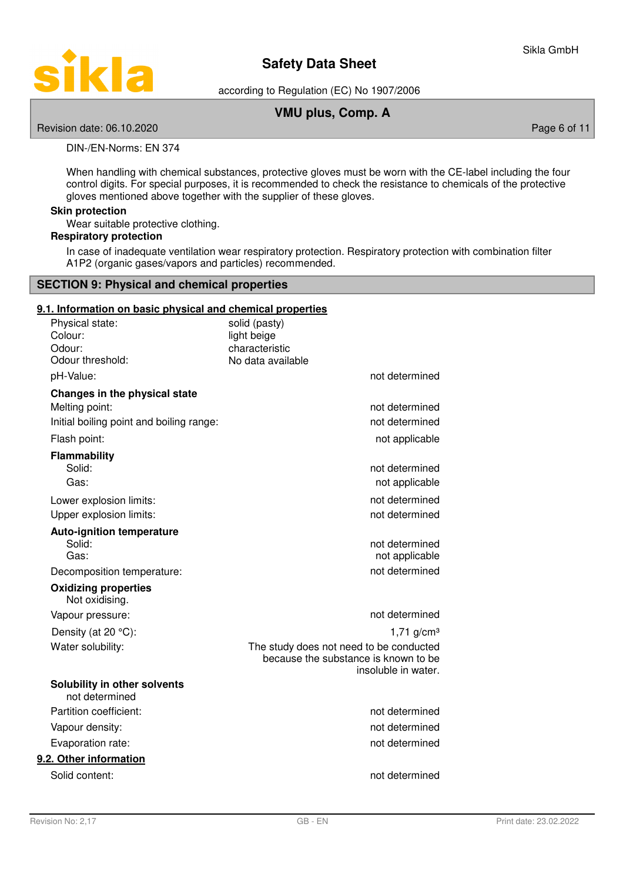DIN-/EN-Norms: EN 374

When handling with chemical substances, protective gloves must be worn with the CE-label including the four control digits. For special purposes, it is recommended to check the resistance to chemicals of the protective gloves mentioned above together with the supplier of these gloves.

**Skin protection**

Wear suitable protective clothing.

**Respiratory protection**

In case of inadequate ventilation wear respiratory protection. Respiratory protection with combination filter A1P2 (organic gases/vapors and particles) recommended.

## SECTION 9: Physical and chemical properties

### 9.1. Information on basic physical and chemical properties

| | |
|---|---|
| Physical state: | solid (pasty) |
| Colour: | light beige |
| Odour: | characteristic |
| Odour threshold: | No data available |
| pH-Value: | not determined |

**Changes in the physical state**

| | |
|---|---|
| Melting point: | not determined |
| Initial boiling point and boiling range: | not determined |
| Flash point: | not applicable |

**Flammability**

| | |
|---|---|
| Solid: | not determined |
| Gas: | not applicable |
| Lower explosion limits: | not determined |
| Upper explosion limits: | not determined |

**Auto-ignition temperature**

| | |
|---|---|
| Solid: | not determined |
| Gas: | not applicable |
| Decomposition temperature: | not determined |

**Oxidizing properties**

Not oxidising.

| | |
|---|---|
| Vapour pressure: | not determined |
| Density (at 20 °C): | 1,71 g/cm³ |
| Water solubility: | The study does not need to be conducted because the substance is known to be insoluble in water. |

**Solubility in other solvents**

not determined

| | |
|---|---|
| Partition coefficient: | not determined |
| Vapour density: | not determined |
| Evaporation rate: | not determined |

### 9.2. Other information

| | |
|---|---|
| Solid content: | not determined |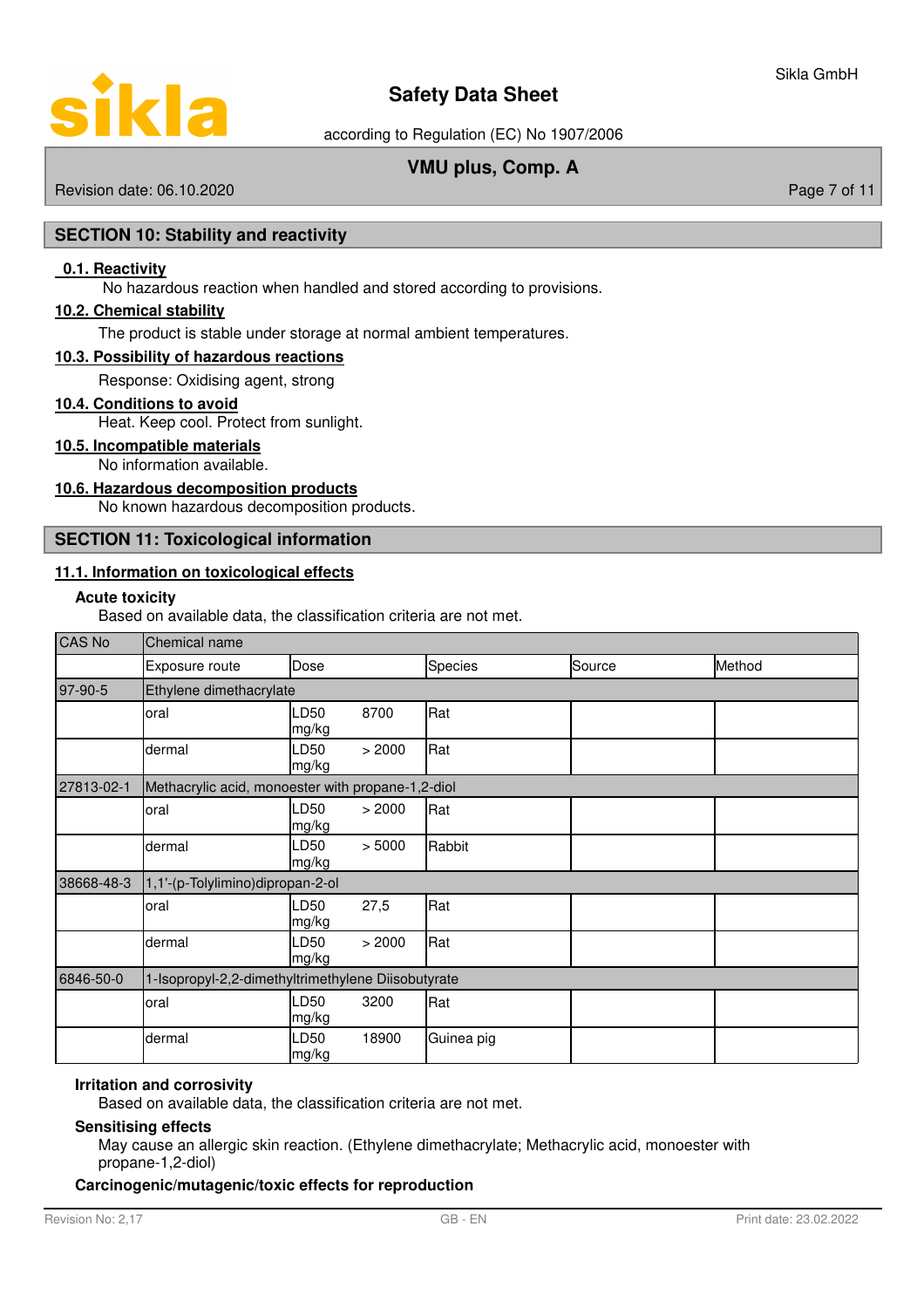## SECTION 10: Stability and reactivity

**0.1. Reactivity**

No hazardous reaction when handled and stored according to provisions.

**10.2. Chemical stability**

The product is stable under storage at normal ambient temperatures.

**10.3. Possibility of hazardous reactions**

Response: Oxidising agent, strong

**10.4. Conditions to avoid**

Heat. Keep cool. Protect from sunlight.

**10.5. Incompatible materials**

No information available.

**10.6. Hazardous decomposition products**

No known hazardous decomposition products.

## SECTION 11: Toxicological information

**11.1. Information on toxicological effects**

**Acute toxicity**

Based on available data, the classification criteria are not met.

| CAS No | Chemical name | | | | |
|---|---|---|---|---|---|
| | Exposure route | Dose | Species | Source | Method |
| 97-90-5 | Ethylene dimethacrylate | | | | |
| | oral | LD50 8700 mg/kg | Rat | | |
| | dermal | LD50 > 2000 mg/kg | Rat | | |
| 27813-02-1 | Methacrylic acid, monoester with propane-1,2-diol | | | | |
| | oral | LD50 > 2000 mg/kg | Rat | | |
| | dermal | LD50 > 5000 mg/kg | Rabbit | | |
| 38668-48-3 | 1,1'-(p-Tolylimino)dipropan-2-ol | | | | |
| | oral | LD50 27,5 mg/kg | Rat | | |
| | dermal | LD50 > 2000 mg/kg | Rat | | |
| 6846-50-0 | 1-Isopropyl-2,2-dimethyltrimethylene Diisobutyrate | | | | |
| | oral | LD50 3200 mg/kg | Rat | | |
| | dermal | LD50 18900 mg/kg | Guinea pig | | |

**Irritation and corrosivity**

Based on available data, the classification criteria are not met.

**Sensitising effects**

May cause an allergic skin reaction. (Ethylene dimethacrylate; Methacrylic acid, monoester with propane-1,2-diol)

**Carcinogenic/mutagenic/toxic effects for reproduction**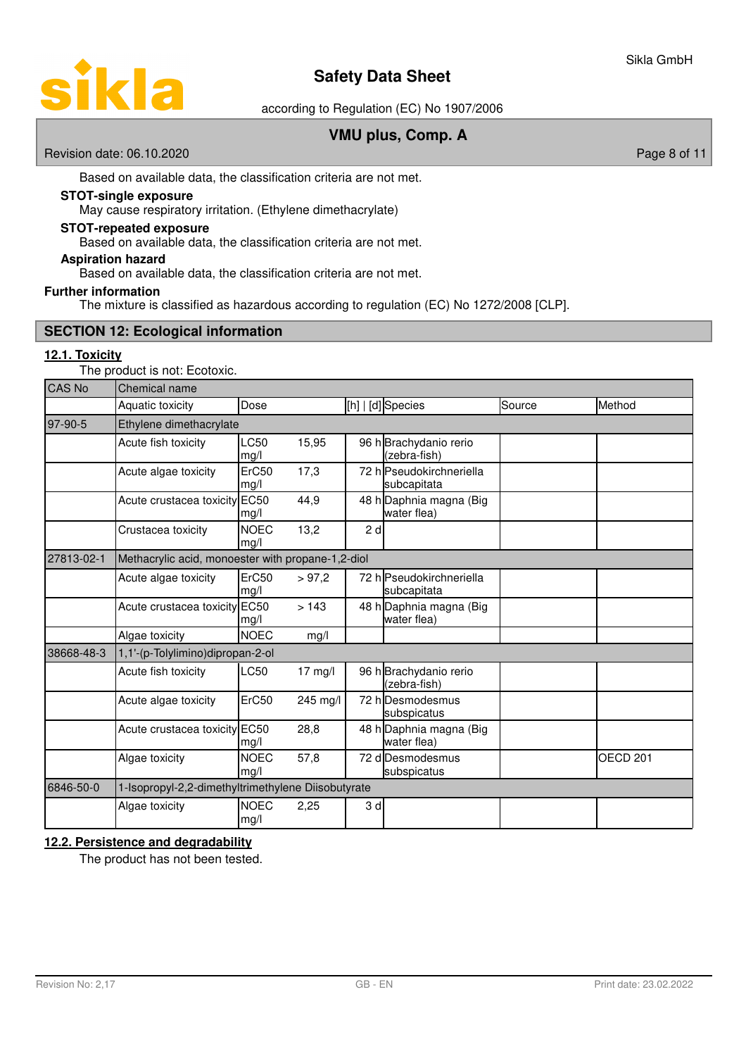Based on available data, the classification criteria are not met.

**STOT-single exposure**

May cause respiratory irritation. (Ethylene dimethacrylate)

**STOT-repeated exposure**

Based on available data, the classification criteria are not met.

**Aspiration hazard**

Based on available data, the classification criteria are not met.

**Further information**

The mixture is classified as hazardous according to regulation (EC) No 1272/2008 [CLP].

## SECTION 12: Ecological information

### 12.1. Toxicity

The product is not: Ecotoxic.

| CAS No | Chemical name | | | | | | |
|---|---|---|---|---|---|---|---|
| | Aquatic toxicity | Dose | | [h] \| [d] | Species | Source | Method |
| 97-90-5 | Ethylene dimethacrylate | | | | | | |
| | Acute fish toxicity | LC50 mg/l | 15,95 | 96 h | Brachydanio rerio (zebra-fish) | | |
| | Acute algae toxicity | ErC50 mg/l | 17,3 | 72 h | Pseudokirchneriella subcapitata | | |
| | Acute crustacea toxicity | EC50 mg/l | 44,9 | 48 h | Daphnia magna (Big water flea) | | |
| | Crustacea toxicity | NOEC mg/l | 13,2 | 2 d | | | |
| 27813-02-1 | Methacrylic acid, monoester with propane-1,2-diol | | | | | | |
| | Acute algae toxicity | ErC50 mg/l | > 97,2 | 72 h | Pseudokirchneriella subcapitata | | |
| | Acute crustacea toxicity | EC50 mg/l | > 143 | 48 h | Daphnia magna (Big water flea) | | |
| | Algae toxicity | NOEC | mg/l | | | | |
| 38668-48-3 | 1,1'-(p-Tolylimino)dipropan-2-ol | | | | | | |
| | Acute fish toxicity | LC50 | 17 mg/l | 96 h | Brachydanio rerio (zebra-fish) | | |
| | Acute algae toxicity | ErC50 | 245 mg/l | 72 h | Desmodesmus subspicatus | | |
| | Acute crustacea toxicity | EC50 mg/l | 28,8 | 48 h | Daphnia magna (Big water flea) | | |
| | Algae toxicity | NOEC mg/l | 57,8 | 72 d | Desmodesmus subspicatus | | OECD 201 |
| 6846-50-0 | 1-Isopropyl-2,2-dimethyltrimethylene Diisobutyrate | | | | | | |
| | Algae toxicity | NOEC mg/l | 2,25 | 3 d | | | |

### 12.2. Persistence and degradability

The product has not been tested.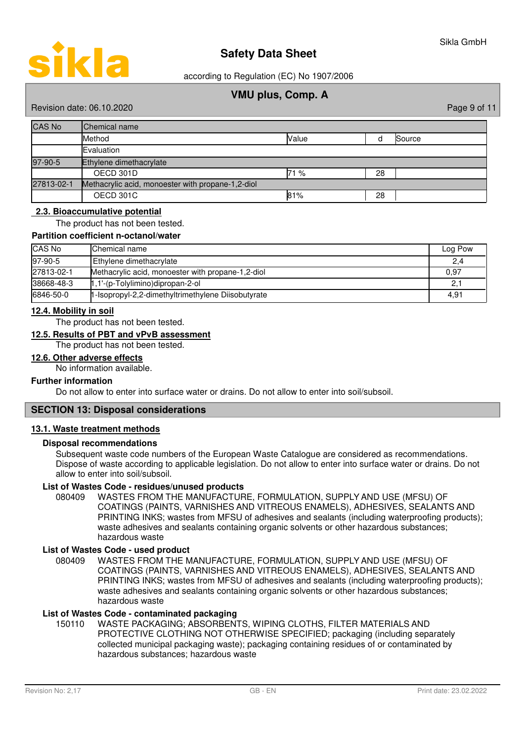| CAS No | Chemical name | | | |
|---|---|---|---|---|
| | Method | Value | d | Source |
| | Evaluation | | | |
| 97-90-5 | Ethylene dimethacrylate | | | |
| | OECD 301D | 71 % | 28 | |
| 27813-02-1 | Methacrylic acid, monoester with propane-1,2-diol | | | |
| | OECD 301C | 81% | 28 | |

## 2.3. Bioaccumulative potential

The product has not been tested.

**Partition coefficient n-octanol/water**

| CAS No | Chemical name | Log Pow |
|---|---|---|
| 97-90-5 | Ethylene dimethacrylate | 2,4 |
| 27813-02-1 | Methacrylic acid, monoester with propane-1,2-diol | 0,97 |
| 38668-48-3 | 1,1'-(p-Tolylimino)dipropan-2-ol | 2,1 |
| 6846-50-0 | 1-Isopropyl-2,2-dimethyltrimethylene Diisobutyrate | 4,91 |

## 12.4. Mobility in soil

The product has not been tested.

## 12.5. Results of PBT and vPvB assessment

The product has not been tested.

## 12.6. Other adverse effects

No information available.

**Further information**

Do not allow to enter into surface water or drains. Do not allow to enter into soil/subsoil.

# SECTION 13: Disposal considerations

## 13.1. Waste treatment methods

**Disposal recommendations**

Subsequent waste code numbers of the European Waste Catalogue are considered as recommendations. Dispose of waste according to applicable legislation. Do not allow to enter into surface water or drains. Do not allow to enter into soil/subsoil.

**List of Wastes Code - residues/unused products**

080409 WASTES FROM THE MANUFACTURE, FORMULATION, SUPPLY AND USE (MFSU) OF COATINGS (PAINTS, VARNISHES AND VITREOUS ENAMELS), ADHESIVES, SEALANTS AND PRINTING INKS; wastes from MFSU of adhesives and sealants (including waterproofing products); waste adhesives and sealants containing organic solvents or other hazardous substances; hazardous waste

**List of Wastes Code - used product**

080409 WASTES FROM THE MANUFACTURE, FORMULATION, SUPPLY AND USE (MFSU) OF COATINGS (PAINTS, VARNISHES AND VITREOUS ENAMELS), ADHESIVES, SEALANTS AND PRINTING INKS; wastes from MFSU of adhesives and sealants (including waterproofing products); waste adhesives and sealants containing organic solvents or other hazardous substances; hazardous waste

**List of Wastes Code - contaminated packaging**

150110 WASTE PACKAGING; ABSORBENTS, WIPING CLOTHS, FILTER MATERIALS AND PROTECTIVE CLOTHING NOT OTHERWISE SPECIFIED; packaging (including separately collected municipal packaging waste); packaging containing residues of or contaminated by hazardous substances; hazardous waste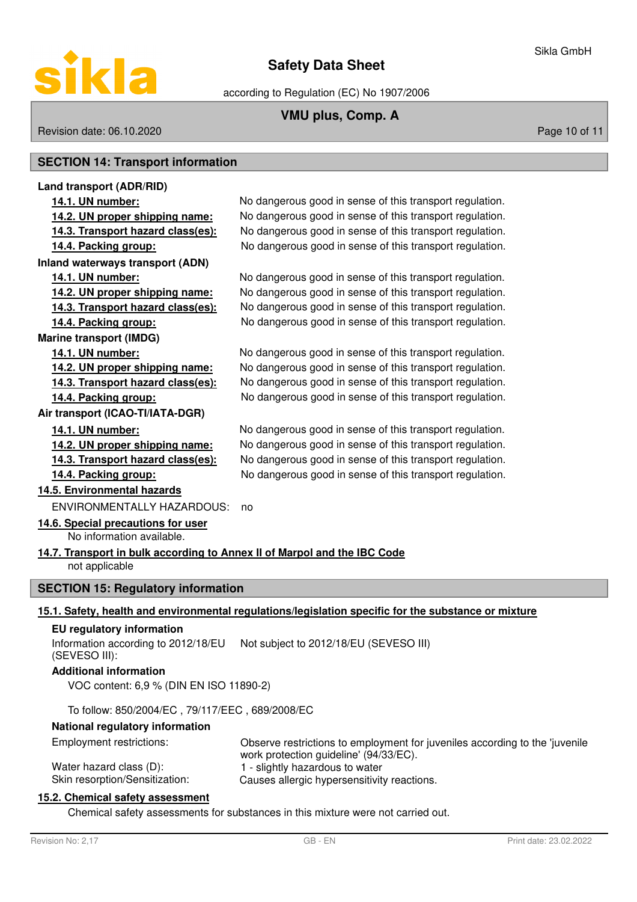## SECTION 14: Transport information

**Land transport (ADR/RID)**

| | |
|---|---|
| **14.1. UN number:** | No dangerous good in sense of this transport regulation. |
| **14.2. UN proper shipping name:** | No dangerous good in sense of this transport regulation. |
| **14.3. Transport hazard class(es):** | No dangerous good in sense of this transport regulation. |
| **14.4. Packing group:** | No dangerous good in sense of this transport regulation. |

**Inland waterways transport (ADN)**

| | |
|---|---|
| **14.1. UN number:** | No dangerous good in sense of this transport regulation. |
| **14.2. UN proper shipping name:** | No dangerous good in sense of this transport regulation. |
| **14.3. Transport hazard class(es):** | No dangerous good in sense of this transport regulation. |
| **14.4. Packing group:** | No dangerous good in sense of this transport regulation. |

**Marine transport (IMDG)**

| | |
|---|---|
| **14.1. UN number:** | No dangerous good in sense of this transport regulation. |
| **14.2. UN proper shipping name:** | No dangerous good in sense of this transport regulation. |
| **14.3. Transport hazard class(es):** | No dangerous good in sense of this transport regulation. |
| **14.4. Packing group:** | No dangerous good in sense of this transport regulation. |

**Air transport (ICAO-TI/IATA-DGR)**

| | |
|---|---|
| **14.1. UN number:** | No dangerous good in sense of this transport regulation. |
| **14.2. UN proper shipping name:** | No dangerous good in sense of this transport regulation. |
| **14.3. Transport hazard class(es):** | No dangerous good in sense of this transport regulation. |
| **14.4. Packing group:** | No dangerous good in sense of this transport regulation. |

**14.5. Environmental hazards**

ENVIRONMENTALLY HAZARDOUS: no

**14.6. Special precautions for user**

No information available.

**14.7. Transport in bulk according to Annex II of Marpol and the IBC Code**

not applicable

## SECTION 15: Regulatory information

**15.1. Safety, health and environmental regulations/legislation specific for the substance or mixture**

**EU regulatory information**

Information according to 2012/18/EU (SEVESO III): Not subject to 2012/18/EU (SEVESO III)

**Additional information**

VOC content: 6,9 % (DIN EN ISO 11890-2)

To follow: 850/2004/EC , 79/117/EEC , 689/2008/EC

**National regulatory information**

| | |
|---|---|
| Employment restrictions: | Observe restrictions to employment for juveniles according to the 'juvenile work protection guideline' (94/33/EC). |
| Water hazard class (D): | 1 - slightly hazardous to water |
| Skin resorption/Sensitization: | Causes allergic hypersensitivity reactions. |

**15.2. Chemical safety assessment**

Chemical safety assessments for substances in this mixture were not carried out.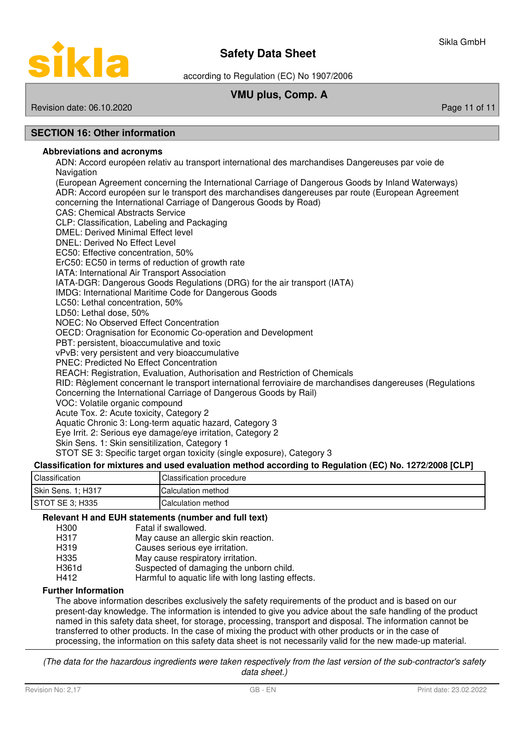## SECTION 16: Other information

### Abbreviations and acronyms

ADN: Accord européen relativ au transport international des marchandises Dangereuses par voie de Navigation
(European Agreement concerning the International Carriage of Dangerous Goods by Inland Waterways)
ADR: Accord européen sur le transport des marchandises dangereuses par route (European Agreement concerning the International Carriage of Dangerous Goods by Road)
CAS: Chemical Abstracts Service
CLP: Classification, Labeling and Packaging
DMEL: Derived Minimal Effect level
DNEL: Derived No Effect Level
EC50: Effective concentration, 50%
ErC50: EC50 in terms of reduction of growth rate
IATA: International Air Transport Association
IATA-DGR: Dangerous Goods Regulations (DRG) for the air transport (IATA)
IMDG: International Maritime Code for Dangerous Goods
LC50: Lethal concentration, 50%
LD50: Lethal dose, 50%
NOEC: No Observed Effect Concentration
OECD: Oragnisation for Economic Co-operation and Development
PBT: persistent, bioaccumulative and toxic
vPvB: very persistent and very bioaccumulative
PNEC: Predicted No Effect Concentration
REACH: Registration, Evaluation, Authorisation and Restriction of Chemicals
RID: Règlement concernant le transport international ferroviaire de marchandises dangereuses (Regulations Concerning the International Carriage of Dangerous Goods by Rail)
VOC: Volatile organic compound
Acute Tox. 2: Acute toxicity, Category 2
Aquatic Chronic 3: Long-term aquatic hazard, Category 3
Eye Irrit. 2: Serious eye damage/eye irritation, Category 2
Skin Sens. 1: Skin sensitilization, Category 1
STOT SE 3: Specific target organ toxicity (single exposure), Category 3

### Classification for mixtures and used evaluation method according to Regulation (EC) No. 1272/2008 [CLP]

| Classification | Classification procedure |
|---|---|
| Skin Sens. 1; H317 | Calculation method |
| STOT SE 3; H335 | Calculation method |

### Relevant H and EUH statements (number and full text)

| | |
|---|---|
| H300 | Fatal if swallowed. |
| H317 | May cause an allergic skin reaction. |
| H319 | Causes serious eye irritation. |
| H335 | May cause respiratory irritation. |
| H361d | Suspected of damaging the unborn child. |
| H412 | Harmful to aquatic life with long lasting effects. |

### Further Information

The above information describes exclusively the safety requirements of the product and is based on our present-day knowledge. The information is intended to give you advice about the safe handling of the product named in this safety data sheet, for storage, processing, transport and disposal. The information cannot be transferred to other products. In the case of mixing the product with other products or in the case of processing, the information on this safety data sheet is not necessarily valid for the new made-up material.

*(The data for the hazardous ingredients were taken respectively from the last version of the sub-contractor's safety data sheet.)*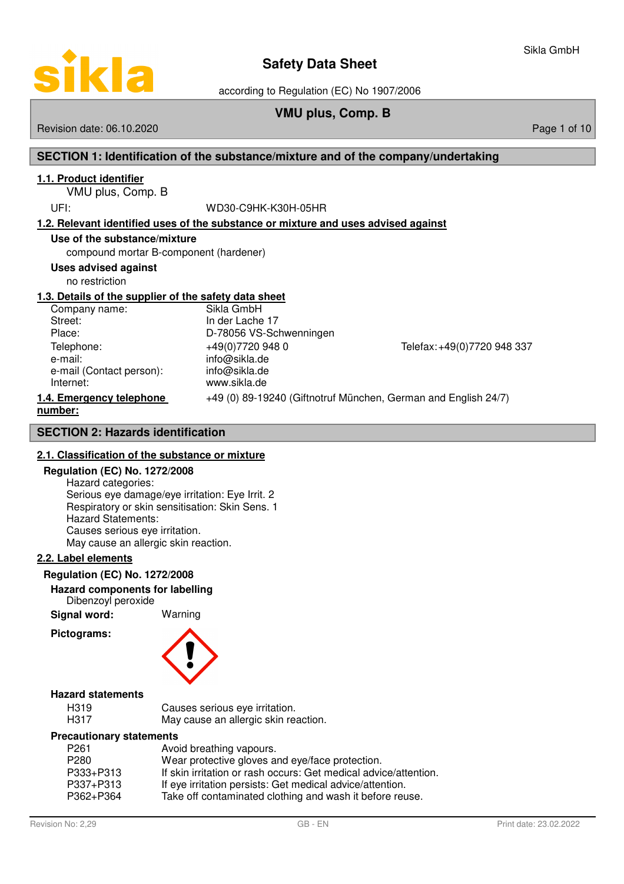# Safety Data Sheet

according to Regulation (EC) No 1907/2006

## VMU plus, Comp. B

Revision date: 06.10.2020

## SECTION 1: Identification of the substance/mixture and of the company/undertaking

### 1.1. Product identifier

VMU plus, Comp. B

UFI: WD30-C9HK-K30H-05HR

### 1.2. Relevant identified uses of the substance or mixture and uses advised against

**Use of the substance/mixture**

compound mortar B-component (hardener)

**Uses advised against**

no restriction

### 1.3. Details of the supplier of the safety data sheet

| | | |
|---|---|---|
| Company name: | Sikla GmbH | |
| Street: | In der Lache 17 | |
| Place: | D-78056 VS-Schwenningen | |
| Telephone: | +49(0)7720 948 0 | Telefax: +49(0)7720 948 337 |
| e-mail: | info@sikla.de | |
| e-mail (Contact person): | info@sikla.de | |
| Internet: | www.sikla.de | |

### 1.4. Emergency telephone number:

+49 (0) 89-19240 (Giftnotruf München, German and English 24/7)

## SECTION 2: Hazards identification

### 2.1. Classification of the substance or mixture

**Regulation (EC) No. 1272/2008**

Hazard categories:
Serious eye damage/eye irritation: Eye Irrit. 2
Respiratory or skin sensitisation: Skin Sens. 1
Hazard Statements:
Causes serious eye irritation.
May cause an allergic skin reaction.

### 2.2. Label elements

**Regulation (EC) No. 1272/2008**

**Hazard components for labelling**

Dibenzoyl peroxide

**Signal word:** Warning

**Pictograms:**

**Hazard statements**

| | |
|---|---|
| H319 | Causes serious eye irritation. |
| H317 | May cause an allergic skin reaction. |

**Precautionary statements**

| | |
|---|---|
| P261 | Avoid breathing vapours. |
| P280 | Wear protective gloves and eye/face protection. |
| P333+P313 | If skin irritation or rash occurs: Get medical advice/attention. |
| P337+P313 | If eye irritation persists: Get medical advice/attention. |
| P362+P364 | Take off contaminated clothing and wash it before reuse. |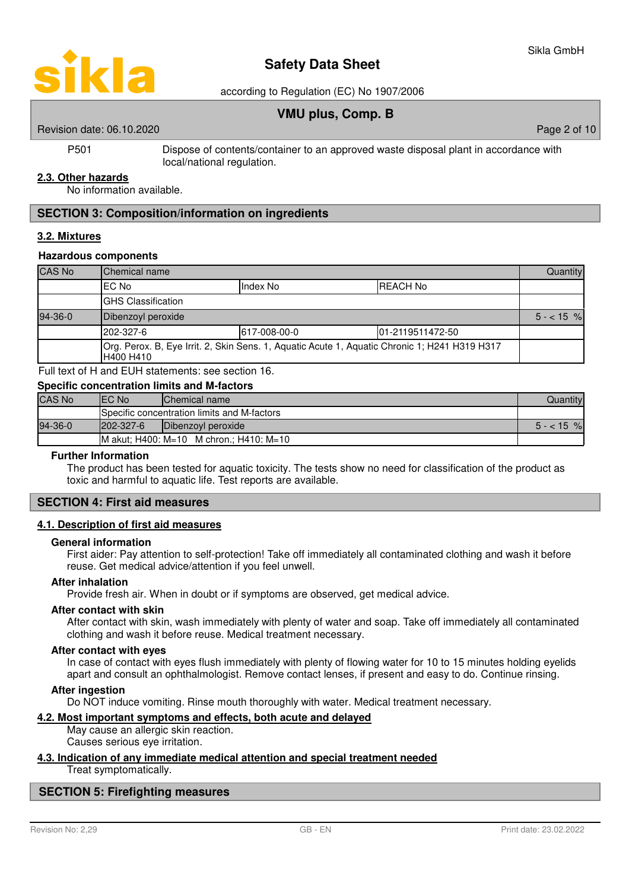| P501 | Dispose of contents/container to an approved waste disposal plant in accordance with local/national regulation. |
|---|---|

### 2.3. Other hazards

No information available.

## SECTION 3: Composition/information on ingredients

### 3.2. Mixtures

**Hazardous components**

| CAS No | Chemical name | | | Quantity |
|---|---|---|---|---|
| | EC No | Index No | REACH No | |
| | GHS Classification | | | |
| 94-36-0 | Dibenzoyl peroxide | | | 5 - < 15 % |
| | 202-327-6 | 617-008-00-0 | 01-2119511472-50 | |
| | Org. Perox. B, Eye Irrit. 2, Skin Sens. 1, Aquatic Acute 1, Aquatic Chronic 1; H241 H319 H317 H400 H410 | | | |

Full text of H and EUH statements: see section 16.

**Specific concentration limits and M-factors**

| CAS No | EC No | Chemical name | Quantity |
|---|---|---|---|
| | Specific concentration limits and M-factors | | |
| 94-36-0 | 202-327-6 | Dibenzoyl peroxide | 5 - < 15 % |
| | M akut; H400: M=10 M chron.; H410: M=10 | | |

**Further Information**

The product has been tested for aquatic toxicity. The tests show no need for classification of the product as toxic and harmful to aquatic life. Test reports are available.

## SECTION 4: First aid measures

### 4.1. Description of first aid measures

**General information**

First aider: Pay attention to self-protection! Take off immediately all contaminated clothing and wash it before reuse. Get medical advice/attention if you feel unwell.

**After inhalation**

Provide fresh air. When in doubt or if symptoms are observed, get medical advice.

**After contact with skin**

After contact with skin, wash immediately with plenty of water and soap. Take off immediately all contaminated clothing and wash it before reuse. Medical treatment necessary.

**After contact with eyes**

In case of contact with eyes flush immediately with plenty of flowing water for 10 to 15 minutes holding eyelids apart and consult an ophthalmologist. Remove contact lenses, if present and easy to do. Continue rinsing.

**After ingestion**

Do NOT induce vomiting. Rinse mouth thoroughly with water. Medical treatment necessary.

### 4.2. Most important symptoms and effects, both acute and delayed

May cause an allergic skin reaction.
Causes serious eye irritation.

### 4.3. Indication of any immediate medical attention and special treatment needed

Treat symptomatically.

## SECTION 5: Firefighting measures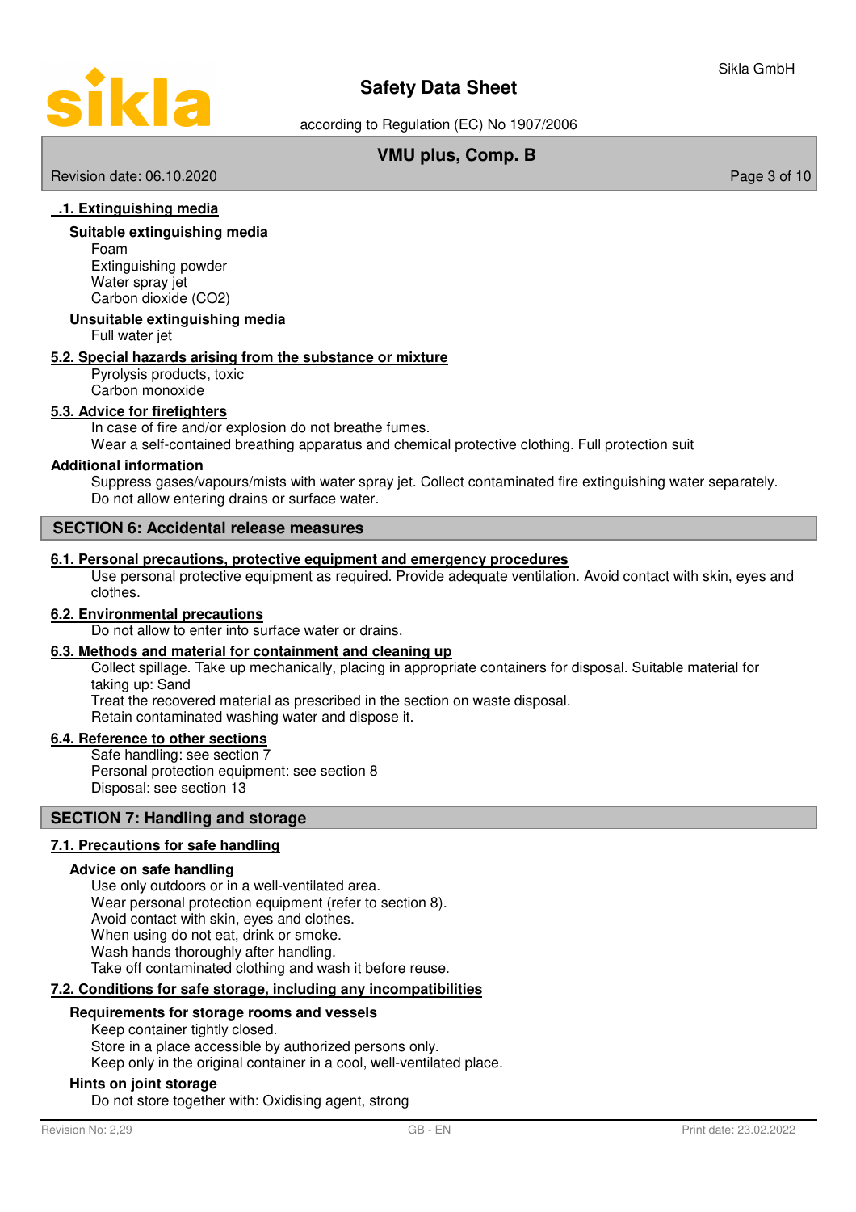### .1. Extinguishing media

**Suitable extinguishing media**

Foam
Extinguishing powder
Water spray jet
Carbon dioxide ($CO_2$)

**Unsuitable extinguishing media**

Full water jet

### 5.2. Special hazards arising from the substance or mixture

Pyrolysis products, toxic
Carbon monoxide

### 5.3. Advice for firefighters

In case of fire and/or explosion do not breathe fumes.
Wear a self-contained breathing apparatus and chemical protective clothing. Full protection suit

**Additional information**

Suppress gases/vapours/mists with water spray jet. Collect contaminated fire extinguishing water separately. Do not allow entering drains or surface water.

## SECTION 6: Accidental release measures

### 6.1. Personal precautions, protective equipment and emergency procedures

Use personal protective equipment as required. Provide adequate ventilation. Avoid contact with skin, eyes and clothes.

### 6.2. Environmental precautions

Do not allow to enter into surface water or drains.

### 6.3. Methods and material for containment and cleaning up

Collect spillage. Take up mechanically, placing in appropriate containers for disposal. Suitable material for taking up: Sand
Treat the recovered material as prescribed in the section on waste disposal.
Retain contaminated washing water and dispose it.

### 6.4. Reference to other sections

Safe handling: see section 7
Personal protection equipment: see section 8
Disposal: see section 13

## SECTION 7: Handling and storage

### 7.1. Precautions for safe handling

**Advice on safe handling**

Use only outdoors or in a well-ventilated area.
Wear personal protection equipment (refer to section 8).
Avoid contact with skin, eyes and clothes.
When using do not eat, drink or smoke.
Wash hands thoroughly after handling.
Take off contaminated clothing and wash it before reuse.

### 7.2. Conditions for safe storage, including any incompatibilities

**Requirements for storage rooms and vessels**

Keep container tightly closed.
Store in a place accessible by authorized persons only.
Keep only in the original container in a cool, well-ventilated place.

**Hints on joint storage**

Do not store together with: Oxidising agent, strong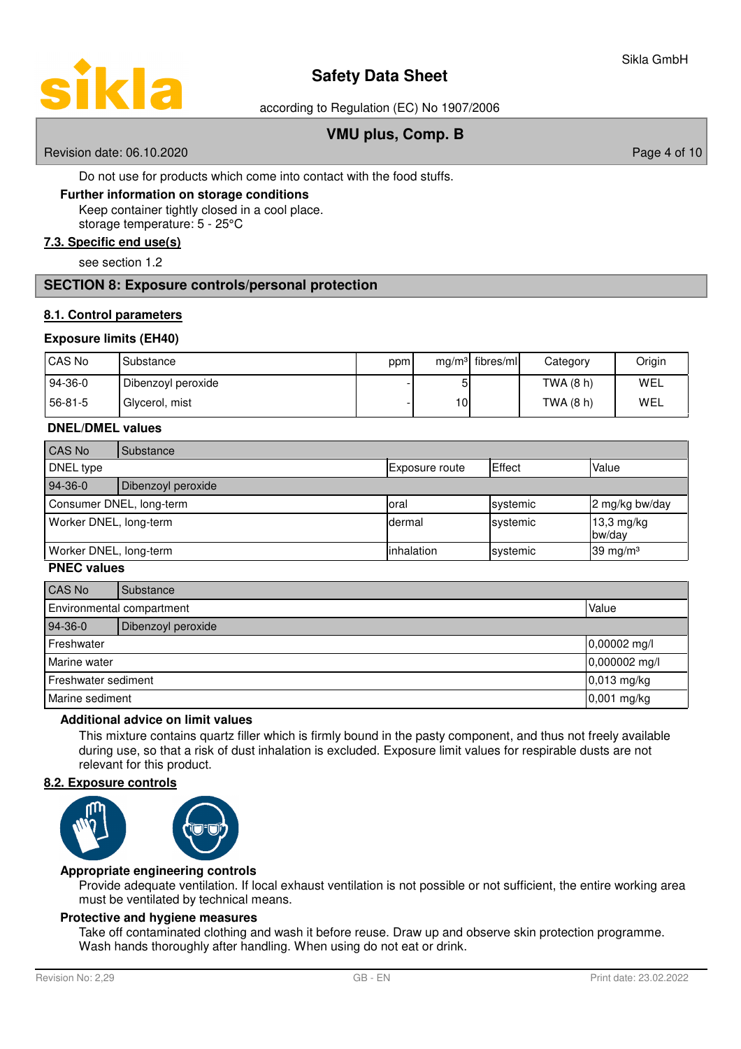Do not use for products which come into contact with the food stuffs.

**Further information on storage conditions**

Keep container tightly closed in a cool place.
storage temperature: 5 - 25°C

## 7.3. Specific end use(s)

see section 1.2

# SECTION 8: Exposure controls/personal protection

## 8.1. Control parameters

### Exposure limits (EH40)

| CAS No | Substance | ppm | mg/m³ | fibres/ml | Category | Origin |
|---|---|---|---|---|---|---|
| 94-36-0 | Dibenzoyl peroxide | - | 5 | | TWA (8 h) | WEL |
| 56-81-5 | Glycerol, mist | - | 10 | | TWA (8 h) | WEL |

### DNEL/DMEL values

| CAS No | Substance | | |
|---|---|---|---|
| DNEL type | Exposure route | Effect | Value |
| 94-36-0 | Dibenzoyl peroxide | | |
| Consumer DNEL, long-term | oral | systemic | 2 mg/kg bw/day |
| Worker DNEL, long-term | dermal | systemic | 13,3 mg/kg bw/day |
| Worker DNEL, long-term | inhalation | systemic | 39 mg/m³ |

### PNEC values

| CAS No | Substance | |
|---|---|---|
| Environmental compartment | | Value |
| 94-36-0 | Dibenzoyl peroxide | |
| Freshwater | | 0,00002 mg/l |
| Marine water | | 0,000002 mg/l |
| Freshwater sediment | | 0,013 mg/kg |
| Marine sediment | | 0,001 mg/kg |

**Additional advice on limit values**

This mixture contains quartz filler which is firmly bound in the pasty component, and thus not freely available during use, so that a risk of dust inhalation is excluded. Exposure limit values for respirable dusts are not relevant for this product.

## 8.2. Exposure controls

**Appropriate engineering controls**

Provide adequate ventilation. If local exhaust ventilation is not possible or not sufficient, the entire working area must be ventilated by technical means.

**Protective and hygiene measures**

Take off contaminated clothing and wash it before reuse. Draw up and observe skin protection programme. Wash hands thoroughly after handling. When using do not eat or drink.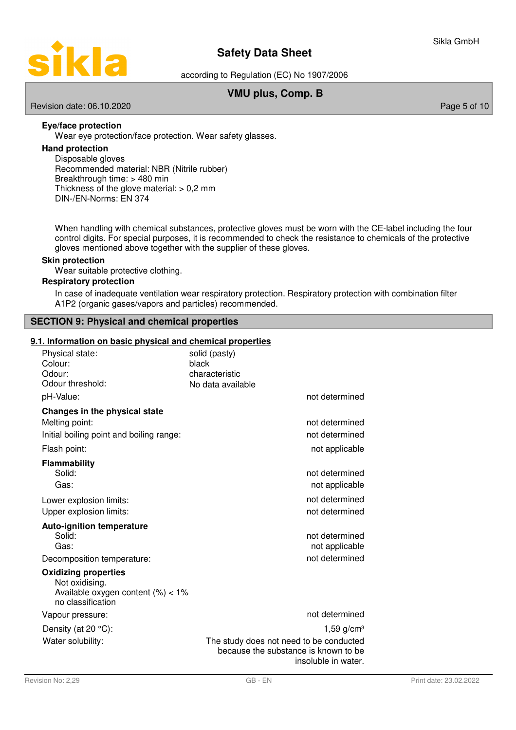**Eye/face protection**

Wear eye protection/face protection. Wear safety glasses.

**Hand protection**

Disposable gloves
Recommended material: NBR (Nitrile rubber)
Breakthrough time: > 480 min
Thickness of the glove material: > 0,2 mm
DIN-/EN-Norms: EN 374

When handling with chemical substances, protective gloves must be worn with the CE-label including the four control digits. For special purposes, it is recommended to check the resistance to chemicals of the protective gloves mentioned above together with the supplier of these gloves.

**Skin protection**

Wear suitable protective clothing.

**Respiratory protection**

In case of inadequate ventilation wear respiratory protection. Respiratory protection with combination filter A1P2 (organic gases/vapors and particles) recommended.

## SECTION 9: Physical and chemical properties

### 9.1. Information on basic physical and chemical properties

| | | |
|---|---|---|
| Physical state: | solid (pasty) | |
| Colour: | black | |
| Odour: | characteristic | |
| Odour threshold: | No data available | |
| pH-Value: | | not determined |
| **Changes in the physical state** | | |
| Melting point: | | not determined |
| Initial boiling point and boiling range: | | not determined |
| Flash point: | | not applicable |
| **Flammability** | | |
| Solid: | | not determined |
| Gas: | | not applicable |
| Lower explosion limits: | | not determined |
| Upper explosion limits: | | not determined |
| **Auto-ignition temperature** | | |
| Solid: | | not determined |
| Gas: | | not applicable |
| Decomposition temperature: | | not determined |

**Oxidizing properties**

Not oxidising.
Available oxygen content (%) < 1%
no classification

| | |
|---|---|
| Vapour pressure: | not determined |
| Density (at 20 °C): | 1,59 g/cm³ |
| Water solubility: | The study does not need to be conducted because the substance is known to be insoluble in water. |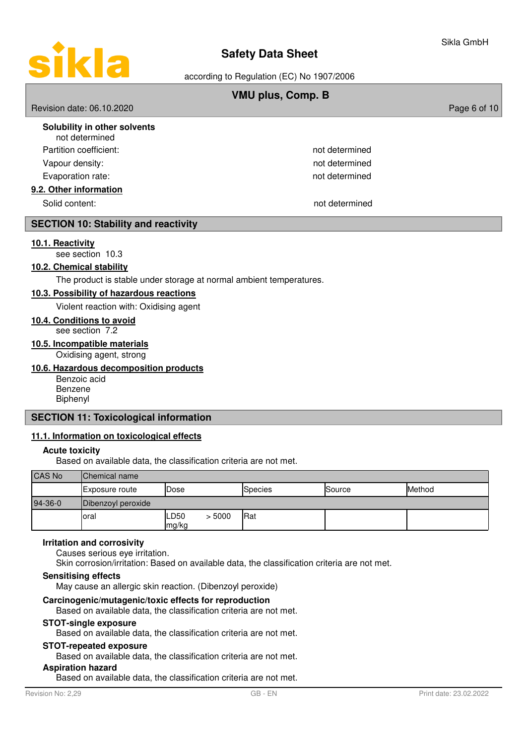**Solubility in other solvents**

not determined

Partition coefficient: not determined

Vapour density: not determined

Evaporation rate: not determined

### 9.2. Other information

Solid content: not determined

## SECTION 10: Stability and reactivity

### 10.1. Reactivity

see section 10.3

### 10.2. Chemical stability

The product is stable under storage at normal ambient temperatures.

### 10.3. Possibility of hazardous reactions

Violent reaction with: Oxidising agent

### 10.4. Conditions to avoid

see section 7.2

### 10.5. Incompatible materials

Oxidising agent, strong

### 10.6. Hazardous decomposition products

Benzoic acid
Benzene
Biphenyl

## SECTION 11: Toxicological information

### 11.1. Information on toxicological effects

**Acute toxicity**

Based on available data, the classification criteria are not met.

| CAS No | Chemical name | | | | |
|---|---|---|---|---|---|
| | Exposure route | Dose | Species | Source | Method |
| 94-36-0 | Dibenzoyl peroxide | | | | |
| | oral | LD50 > 5000 mg/kg | Rat | | |

**Irritation and corrosivity**

Causes serious eye irritation.
Skin corrosion/irritation: Based on available data, the classification criteria are not met.

**Sensitising effects**

May cause an allergic skin reaction. (Dibenzoyl peroxide)

**Carcinogenic/mutagenic/toxic effects for reproduction**

Based on available data, the classification criteria are not met.

**STOT-single exposure**

Based on available data, the classification criteria are not met.

**STOT-repeated exposure**

Based on available data, the classification criteria are not met.

**Aspiration hazard**

Based on available data, the classification criteria are not met.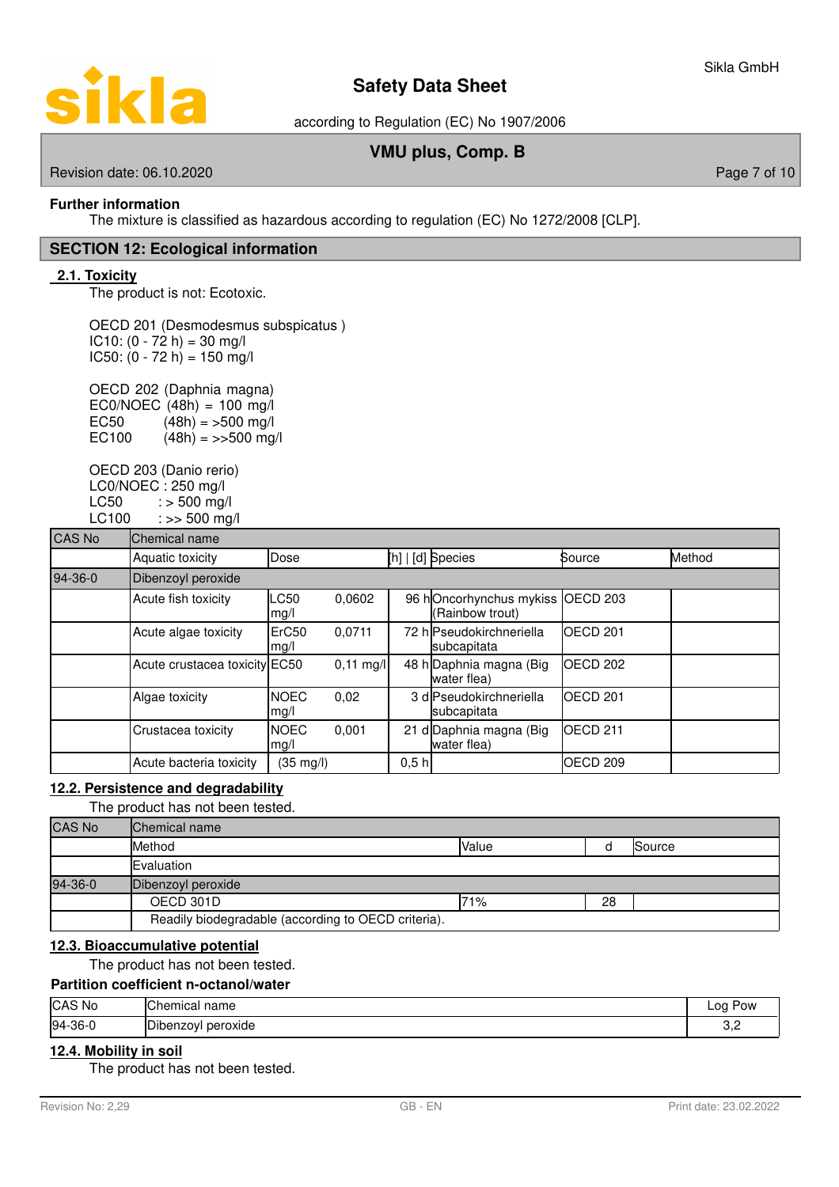**Further information**

The mixture is classified as hazardous according to regulation (EC) No 1272/2008 [CLP].

## SECTION 12: Ecological information

### 2.1. Toxicity

The product is not: Ecotoxic.

OECD 201 (Desmodesmus subspicatus )
IC10: (0 - 72 h) = 30 mg/l
IC50: (0 - 72 h) = 150 mg/l

OECD 202 (Daphnia magna)
EC0/NOEC (48h) = 100 mg/l
EC50 (48h) = >500 mg/l
EC100 (48h) = >>500 mg/l

OECD 203 (Danio rerio)
LC0/NOEC : 250 mg/l
LC50 : > 500 mg/l
LC100 : >> 500 mg/l

| CAS No | Chemical name | | | | | |
|---|---|---|---|---|---|---|
| | Aquatic toxicity | Dose | [h] \| [d] | Species | Source | Method |
| 94-36-0 | Dibenzoyl peroxide | | | | | |
| | Acute fish toxicity | LC50 0,0602 mg/l | 96 h | Oncorhynchus mykiss (Rainbow trout) | OECD 203 | |
| | Acute algae toxicity | ErC50 0,0711 mg/l | 72 h | Pseudokirchneriella subcapitata | OECD 201 | |
| | Acute crustacea toxicity | EC50 0,11 mg/l | 48 h | Daphnia magna (Big water flea) | OECD 202 | |
| | Algae toxicity | NOEC 0,02 mg/l | 3 d | Pseudokirchneriella subcapitata | OECD 201 | |
| | Crustacea toxicity | NOEC 0,001 mg/l | 21 d | Daphnia magna (Big water flea) | OECD 211 | |
| | Acute bacteria toxicity | (35 mg/l) | 0,5 h | | OECD 209 | |

### 12.2. Persistence and degradability

The product has not been tested.

| CAS No | Chemical name | | | |
|---|---|---|---|---|
| | Method | Value | d | Source |
| | Evaluation | | | |
| 94-36-0 | Dibenzoyl peroxide | | | |
| | OECD 301D | 71% | 28 | |
| | Readily biodegradable (according to OECD criteria). | | | |

### 12.3. Bioaccumulative potential

The product has not been tested.

**Partition coefficient n-octanol/water**

| CAS No | Chemical name | Log Pow |
|---|---|---|
| 94-36-0 | Dibenzoyl peroxide | 3,2 |

### 12.4. Mobility in soil

The product has not been tested.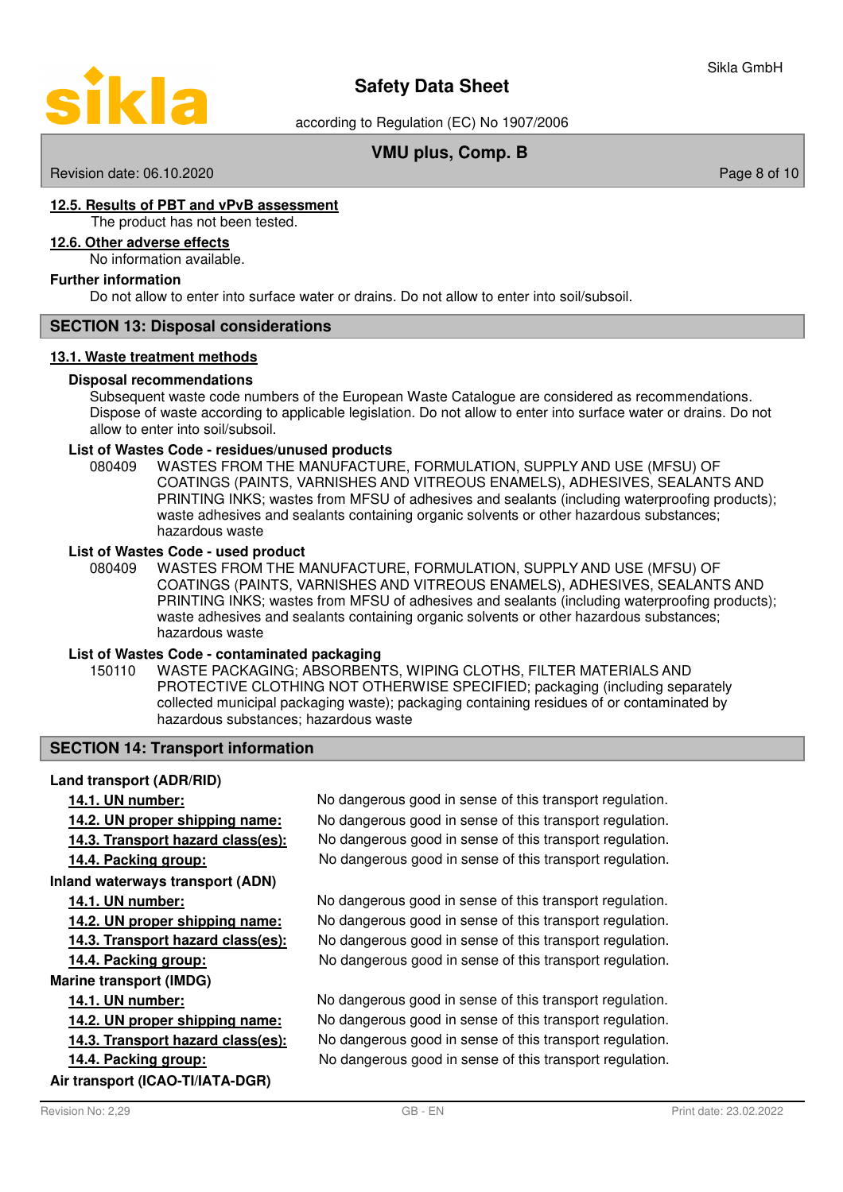### 12.5. Results of PBT and vPvB assessment

The product has not been tested.

### 12.6. Other adverse effects

No information available.

**Further information**

Do not allow to enter into surface water or drains. Do not allow to enter into soil/subsoil.

## SECTION 13: Disposal considerations

### 13.1. Waste treatment methods

**Disposal recommendations**

Subsequent waste code numbers of the European Waste Catalogue are considered as recommendations. Dispose of waste according to applicable legislation. Do not allow to enter into surface water or drains. Do not allow to enter into soil/subsoil.

**List of Wastes Code - residues/unused products**

080409 WASTES FROM THE MANUFACTURE, FORMULATION, SUPPLY AND USE (MFSU) OF COATINGS (PAINTS, VARNISHES AND VITREOUS ENAMELS), ADHESIVES, SEALANTS AND PRINTING INKS; wastes from MFSU of adhesives and sealants (including waterproofing products); waste adhesives and sealants containing organic solvents or other hazardous substances; hazardous waste

**List of Wastes Code - used product**

080409 WASTES FROM THE MANUFACTURE, FORMULATION, SUPPLY AND USE (MFSU) OF COATINGS (PAINTS, VARNISHES AND VITREOUS ENAMELS), ADHESIVES, SEALANTS AND PRINTING INKS; wastes from MFSU of adhesives and sealants (including waterproofing products); waste adhesives and sealants containing organic solvents or other hazardous substances; hazardous waste

**List of Wastes Code - contaminated packaging**

150110 WASTE PACKAGING; ABSORBENTS, WIPING CLOTHS, FILTER MATERIALS AND PROTECTIVE CLOTHING NOT OTHERWISE SPECIFIED; packaging (including separately collected municipal packaging waste); packaging containing residues of or contaminated by hazardous substances; hazardous waste

## SECTION 14: Transport information

**Land transport (ADR/RID)**

| | |
|---|---|
| **14.1. UN number:** | No dangerous good in sense of this transport regulation. |
| **14.2. UN proper shipping name:** | No dangerous good in sense of this transport regulation. |
| **14.3. Transport hazard class(es):** | No dangerous good in sense of this transport regulation. |
| **14.4. Packing group:** | No dangerous good in sense of this transport regulation. |

**Inland waterways transport (ADN)**

| | |
|---|---|
| **14.1. UN number:** | No dangerous good in sense of this transport regulation. |
| **14.2. UN proper shipping name:** | No dangerous good in sense of this transport regulation. |
| **14.3. Transport hazard class(es):** | No dangerous good in sense of this transport regulation. |
| **14.4. Packing group:** | No dangerous good in sense of this transport regulation. |

**Marine transport (IMDG)**

| | |
|---|---|
| **14.1. UN number:** | No dangerous good in sense of this transport regulation. |
| **14.2. UN proper shipping name:** | No dangerous good in sense of this transport regulation. |
| **14.3. Transport hazard class(es):** | No dangerous good in sense of this transport regulation. |
| **14.4. Packing group:** | No dangerous good in sense of this transport regulation. |

**Air transport (ICAO-TI/IATA-DGR)**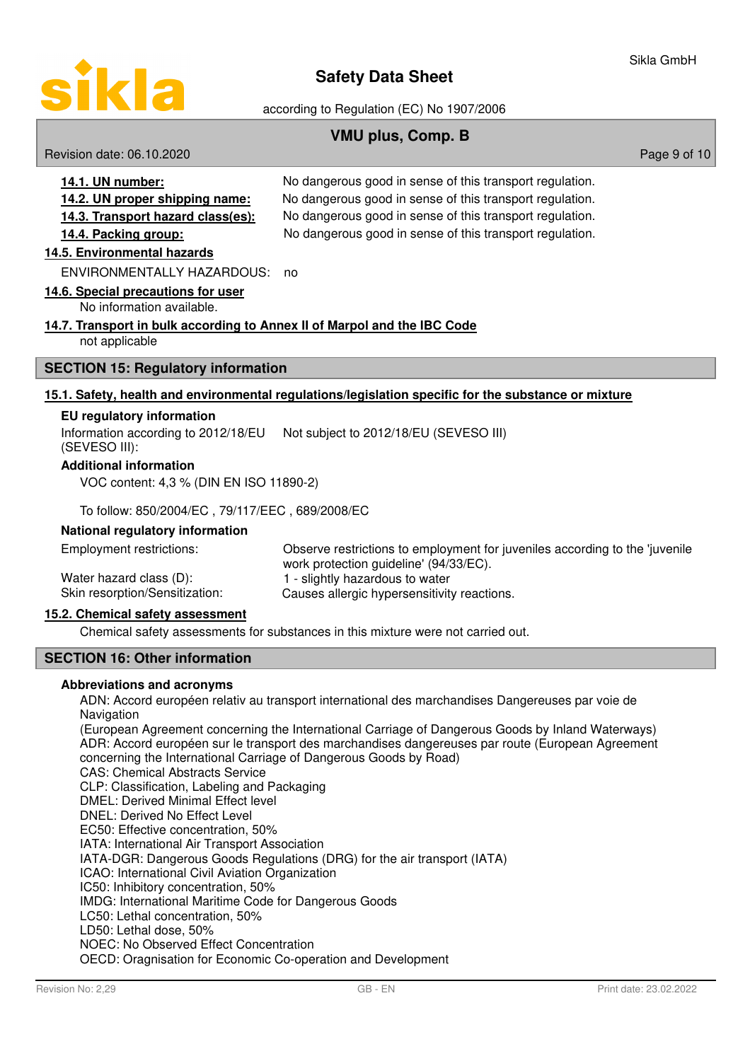**14.1. UN number:** No dangerous good in sense of this transport regulation.

**14.2. UN proper shipping name:** No dangerous good in sense of this transport regulation.

**14.3. Transport hazard class(es):** No dangerous good in sense of this transport regulation.

**14.4. Packing group:** No dangerous good in sense of this transport regulation.

**14.5. Environmental hazards**

ENVIRONMENTALLY HAZARDOUS: no

**14.6. Special precautions for user**

No information available.

**14.7. Transport in bulk according to Annex II of Marpol and the IBC Code**

not applicable

## SECTION 15: Regulatory information

**15.1. Safety, health and environmental regulations/legislation specific for the substance or mixture**

**EU regulatory information**

Information according to 2012/18/EU (SEVESO III): Not subject to 2012/18/EU (SEVESO III)

**Additional information**

VOC content: 4,3 % (DIN EN ISO 11890-2)

To follow: 850/2004/EC , 79/117/EEC , 689/2008/EC

**National regulatory information**

Employment restrictions: Observe restrictions to employment for juveniles according to the 'juvenile work protection guideline' (94/33/EC).

Water hazard class (D): 1 - slightly hazardous to water

Skin resorption/Sensitization: Causes allergic hypersensitivity reactions.

**15.2. Chemical safety assessment**

Chemical safety assessments for substances in this mixture were not carried out.

## SECTION 16: Other information

**Abbreviations and acronyms**

ADN: Accord européen relativ au transport international des marchandises Dangereuses par voie de Navigation
(European Agreement concerning the International Carriage of Dangerous Goods by Inland Waterways)
ADR: Accord européen sur le transport des marchandises dangereuses par route (European Agreement concerning the International Carriage of Dangerous Goods by Road)
CAS: Chemical Abstracts Service
CLP: Classification, Labeling and Packaging
DMEL: Derived Minimal Effect level
DNEL: Derived No Effect Level
EC50: Effective concentration, 50%
IATA: International Air Transport Association
IATA-DGR: Dangerous Goods Regulations (DRG) for the air transport (IATA)
ICAO: International Civil Aviation Organization
IC50: Inhibitory concentration, 50%
IMDG: International Maritime Code for Dangerous Goods
LC50: Lethal concentration, 50%
LD50: Lethal dose, 50%
NOEC: No Observed Effect Concentration
OECD: Oragnisation for Economic Co-operation and Development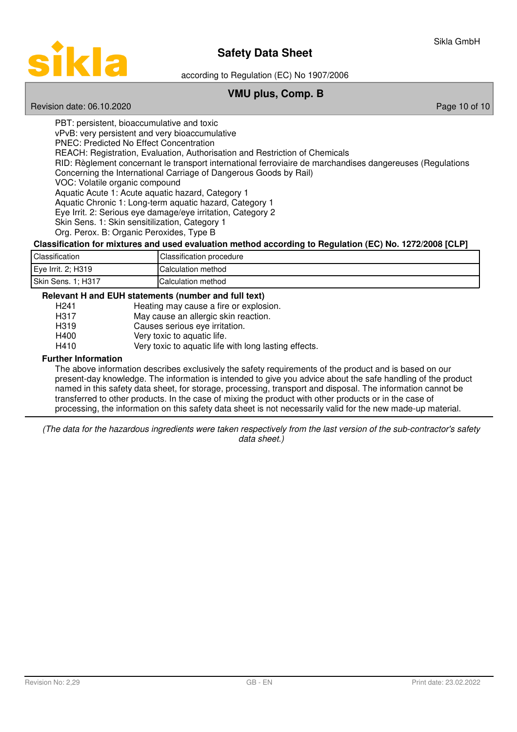PBT: persistent, bioaccumulative and toxic
vPvB: very persistent and very bioaccumulative
PNEC: Predicted No Effect Concentration
REACH: Registration, Evaluation, Authorisation and Restriction of Chemicals
RID: Règlement concernant le transport international ferroviaire de marchandises dangereuses (Regulations Concerning the International Carriage of Dangerous Goods by Rail)
VOC: Volatile organic compound
Aquatic Acute 1: Acute aquatic hazard, Category 1
Aquatic Chronic 1: Long-term aquatic hazard, Category 1
Eye Irrit. 2: Serious eye damage/eye irritation, Category 2
Skin Sens. 1: Skin sensitilization, Category 1
Org. Perox. B: Organic Peroxides, Type B

**Classification for mixtures and used evaluation method according to Regulation (EC) No. 1272/2008 [CLP]**

| Classification | Classification procedure |
|---|---|
| Eye Irrit. 2; H319 | Calculation method |
| Skin Sens. 1; H317 | Calculation method |

**Relevant H and EUH statements (number and full text)**

| | |
|---|---|
| H241 | Heating may cause a fire or explosion. |
| H317 | May cause an allergic skin reaction. |
| H319 | Causes serious eye irritation. |
| H400 | Very toxic to aquatic life. |
| H410 | Very toxic to aquatic life with long lasting effects. |

**Further Information**

The above information describes exclusively the safety requirements of the product and is based on our present-day knowledge. The information is intended to give you advice about the safe handling of the product named in this safety data sheet, for storage, processing, transport and disposal. The information cannot be transferred to other products. In the case of mixing the product with other products or in the case of processing, the information on this safety data sheet is not necessarily valid for the new made-up material.

*(The data for the hazardous ingredients were taken respectively from the last version of the sub-contractor's safety data sheet.)*